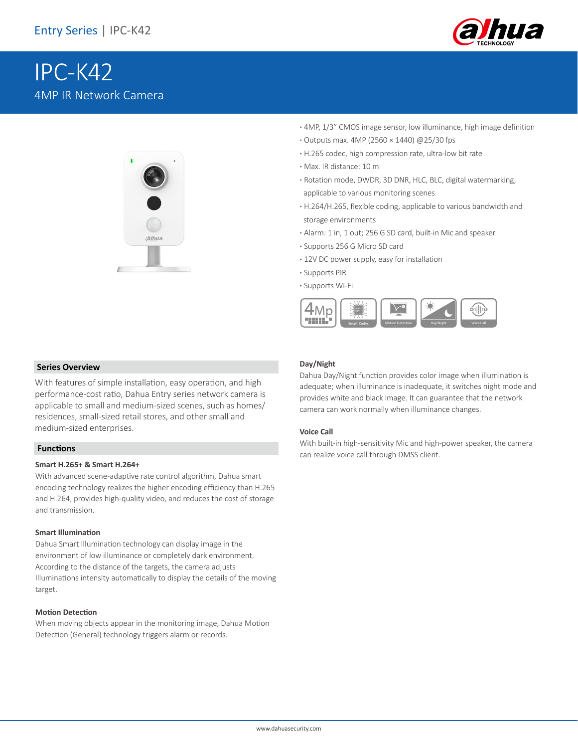Entry Series | IPC-K42

# IPC-K42

4MP IR Network Camera

- 4MP, 1/3" CMOS image sensor, low illuminance, high image definition
- Outputs max. 4MP (2560 × 1440) @25/30 fps
- H.265 codec, high compression rate, ultra-low bit rate
- Max. IR distance: 10 m
- Rotation mode, DWDR, 3D DNR, HLC, BLC, digital watermarking, applicable to various monitoring scenes
- H.264/H.265, flexible coding, applicable to various bandwidth and storage environments
- Alarm: 1 in, 1 out; 256 G SD card, built-in Mic and speaker
- Supports 256 G Micro SD card
- 12V DC power supply, easy for installation
- Supports PIR
- Supports Wi-Fi

4Mp | Smart Codec | Motion Detection | Day/Night | Voice Call

## Series Overview

With features of simple installation, easy operation, and high performance-cost ratio, Dahua Entry series network camera is applicable to small and medium-sized scenes, such as homes/residences, small-sized retail stores, and other small and medium-sized enterprises.

## Functions

### Smart H.265+ & Smart H.264+

With advanced scene-adaptive rate control algorithm, Dahua smart encoding technology realizes the higher encoding efficiency than H.265 and H.264, provides high-quality video, and reduces the cost of storage and transmission.

### Smart Illumination

Dahua Smart Illumination technology can display image in the environment of low illuminance or completely dark environment. According to the distance of the targets, the camera adjusts Illuminations intensity automatically to display the details of the moving target.

### Motion Detection

When moving objects appear in the monitoring image, Dahua Motion Detection (General) technology triggers alarm or records.

### Day/Night

Dahua Day/Night function provides color image when illumination is adequate; when illuminance is inadequate, it switches night mode and provides white and black image. It can guarantee that the network camera can work normally when illuminance changes.

### Voice Call

With built-in high-sensitivity Mic and high-power speaker, the camera can realize voice call through DMSS client.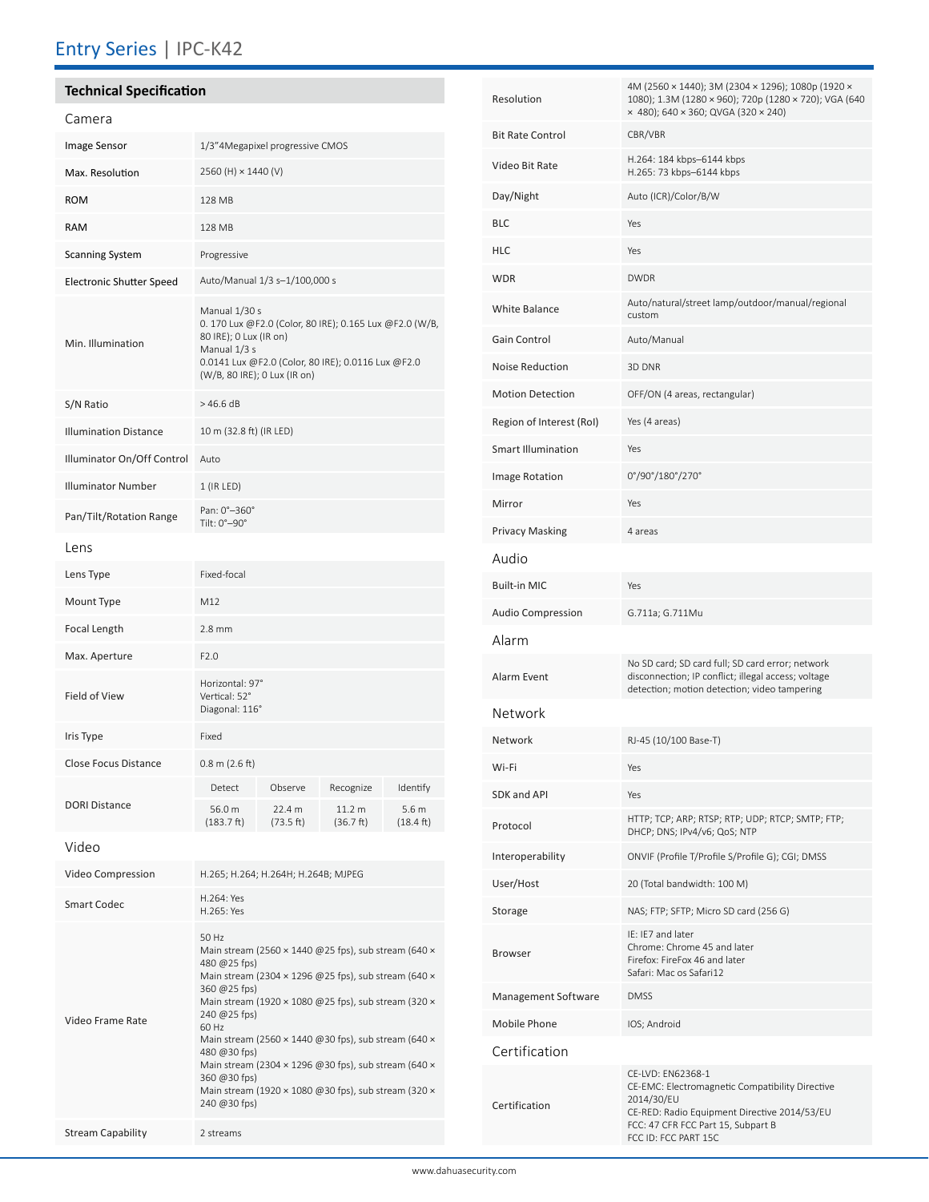# Entry Series | IPC-K42

## Technical Specification

### Camera

| | |
|---|---|
| Image Sensor | 1/3"4Megapixel progressive CMOS |
| Max. Resolution | 2560 (H) × 1440 (V) |
| ROM | 128 MB |
| RAM | 128 MB |
| Scanning System | Progressive |
| Electronic Shutter Speed | Auto/Manual 1/3 s–1/100,000 s |
| Min. Illumination | Manual 1/30 s<br>0. 170 Lux @F2.0 (Color, 80 IRE); 0.165 Lux @F2.0 (W/B, 80 IRE); 0 Lux (IR on)<br>Manual 1/3 s<br>0.0141 Lux @F2.0 (Color, 80 IRE); 0.0116 Lux @F2.0 (W/B, 80 IRE); 0 Lux (IR on) |
| S/N Ratio | > 46.6 dB |
| Illumination Distance | 10 m (32.8 ft) (IR LED) |
| Illuminator On/Off Control | Auto |
| Illuminator Number | 1 (IR LED) |
| Pan/Tilt/Rotation Range | Pan: 0°–360°<br>Tilt: 0°–90° |

### Lens

| | | | | |
|---|---|---|---|---|
| Lens Type | Fixed-focal | | | |
| Mount Type | M12 | | | |
| Focal Length | 2.8 mm | | | |
| Max. Aperture | F2.0 | | | |
| Field of View | Horizontal: 97°<br>Vertical: 52°<br>Diagonal: 116° | | | |
| Iris Type | Fixed | | | |
| Close Focus Distance | 0.8 m (2.6 ft) | | | |
| DORI Distance | Detect | Observe | Recognize | Identify |
| | 56.0 m (183.7 ft) | 22.4 m (73.5 ft) | 11.2 m (36.7 ft) | 5.6 m (18.4 ft) |

### Video

| | |
|---|---|
| Video Compression | H.265; H.264; H.264H; H.264B; MJPEG |
| Smart Codec | H.264: Yes<br>H.265: Yes |
| Video Frame Rate | 50 Hz<br>Main stream (2560 × 1440 @25 fps), sub stream (640 × 480 @25 fps)<br>Main stream (2304 × 1296 @25 fps), sub stream (640 × 360 @25 fps)<br>Main stream (1920 × 1080 @25 fps), sub stream (320 × 240 @25 fps)<br>60 Hz<br>Main stream (2560 × 1440 @30 fps), sub stream (640 × 480 @30 fps)<br>Main stream (2304 × 1296 @30 fps), sub stream (640 × 360 @30 fps)<br>Main stream (1920 × 1080 @30 fps), sub stream (320 × 240 @30 fps) |
| Stream Capability | 2 streams |
| Resolution | 4M (2560 × 1440); 3M (2304 × 1296); 1080p (1920 × 1080); 1.3M (1280 × 960); 720p (1280 × 720); VGA (640 × 480); 640 × 360; QVGA (320 × 240) |
| Bit Rate Control | CBR/VBR |
| Video Bit Rate | H.264: 184 kbps–6144 kbps<br>H.265: 73 kbps–6144 kbps |
| Day/Night | Auto (ICR)/Color/B/W |
| BLC | Yes |
| HLC | Yes |
| WDR | DWDR |
| White Balance | Auto/natural/street lamp/outdoor/manual/regional custom |
| Gain Control | Auto/Manual |
| Noise Reduction | 3D DNR |
| Motion Detection | OFF/ON (4 areas, rectangular) |
| Region of Interest (RoI) | Yes (4 areas) |
| Smart Illumination | Yes |
| Image Rotation | 0°/90°/180°/270° |
| Mirror | Yes |
| Privacy Masking | 4 areas |

### Audio

| | |
|---|---|
| Built-in MIC | Yes |
| Audio Compression | G.711a; G.711Mu |

### Alarm

| | |
|---|---|
| Alarm Event | No SD card; SD card full; SD card error; network disconnection; IP conflict; illegal access; voltage detection; motion detection; video tampering |

### Network

| | |
|---|---|
| Network | RJ-45 (10/100 Base-T) |
| Wi-Fi | Yes |
| SDK and API | Yes |
| Protocol | HTTP; TCP; ARP; RTSP; RTP; UDP; RTCP; SMTP; FTP; DHCP; DNS; IPv4/v6; QoS; NTP |
| Interoperability | ONVIF (Profile T/Profile S/Profile G); CGI; DMSS |
| User/Host | 20 (Total bandwidth: 100 M) |
| Storage | NAS; FTP; SFTP; Micro SD card (256 G) |
| Browser | IE: IE7 and later<br>Chrome: Chrome 45 and later<br>Firefox: FireFox 46 and later<br>Safari: Mac os Safari12 |
| Management Software | DMSS |
| Mobile Phone | IOS; Android |

### Certification

| | |
|---|---|
| Certification | CE-LVD: EN62368-1<br>CE-EMC: Electromagnetic Compatibility Directive 2014/30/EU<br>CE-RED: Radio Equipment Directive 2014/53/EU<br>FCC: 47 CFR FCC Part 15, Subpart B<br>FCC ID: FCC PART 15C |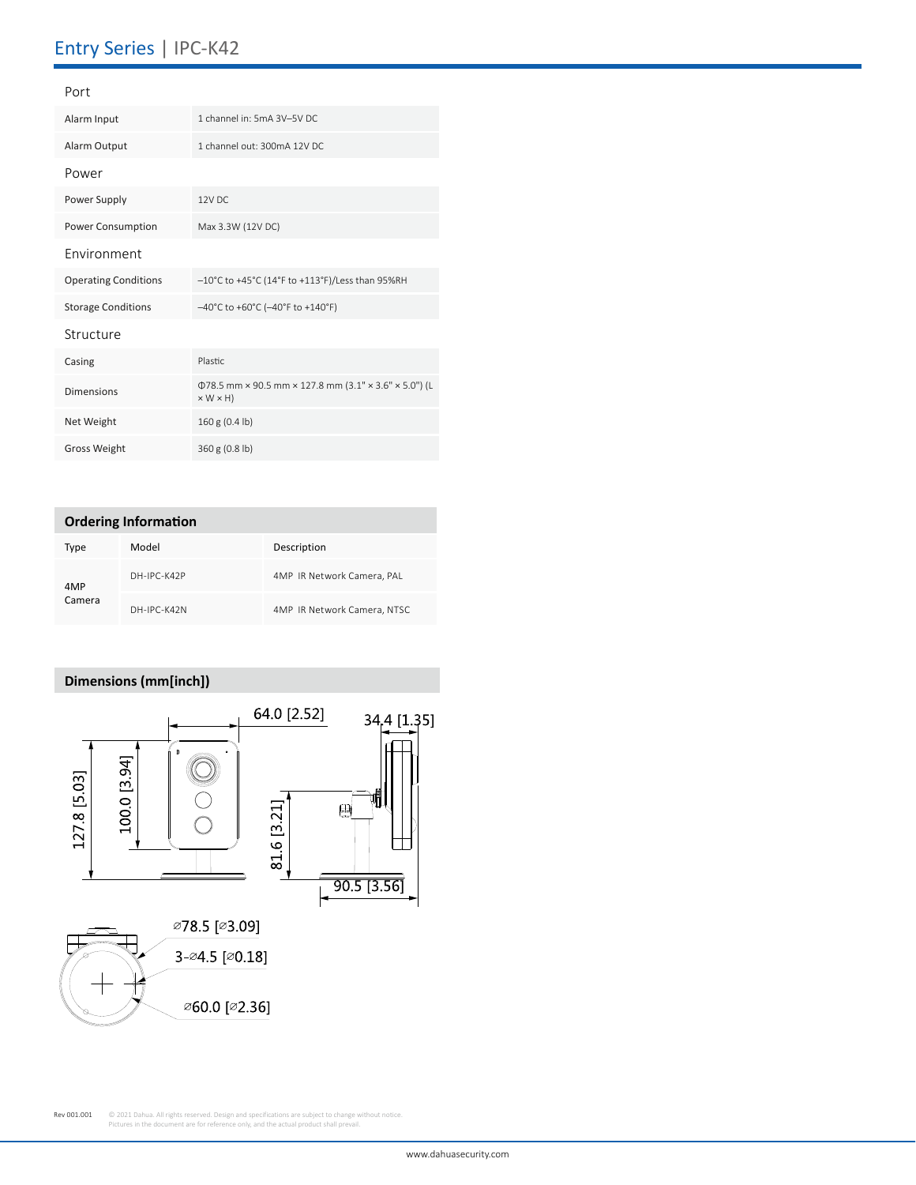## Port

| | |
|---|---|
| Alarm Input | 1 channel in: 5mA 3V–5V DC |
| Alarm Output | 1 channel out: 300mA 12V DC |

## Power

| | |
|---|---|
| Power Supply | 12V DC |
| Power Consumption | Max 3.3W (12V DC) |

## Environment

| | |
|---|---|
| Operating Conditions | –10°C to +45°C (14°F to +113°F)/Less than 95%RH |
| Storage Conditions | –40°C to +60°C (–40°F to +140°F) |

## Structure

| | |
|---|---|
| Casing | Plastic |
| Dimensions | Φ78.5 mm × 90.5 mm × 127.8 mm (3.1" × 3.6" × 5.0") (L × W × H) |
| Net Weight | 160 g (0.4 lb) |
| Gross Weight | 360 g (0.8 lb) |

## Ordering Information

| Type | Model | Description |
|---|---|---|
| 4MP Camera | DH-IPC-K42P | 4MP IR Network Camera, PAL |
| | DH-IPC-K42N | 4MP IR Network Camera, NTSC |

## Dimensions (mm[inch])

64.0 [2.52]
34.4 [1.35]
127.8 [5.03]
100.0 [3.94]
81.6 [3.21]
90.5 [3.56]
⌀78.5 [⌀3.09]
3-⌀4.5 [⌀0.18]
⌀60.0 [⌀2.36]

Rev 001.001 © 2021 Dahua. All rights reserved. Design and specifications are subject to change without notice.
Pictures in the document are for reference only, and the actual product shall prevail.